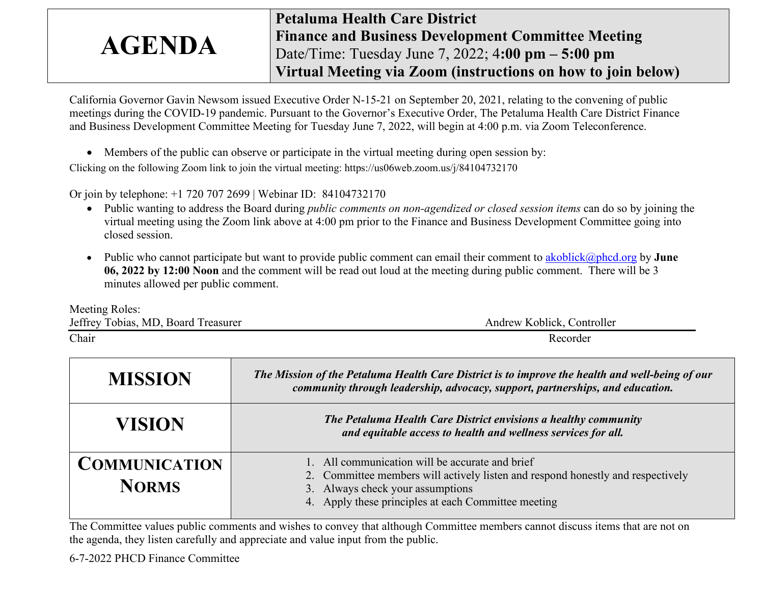| AGENDA | **Petaluma Health Care District**<br>**Finance and Business Development Committee Meeting**<br>Date/Time: Tuesday June 7, 2022; 4**:00 pm – 5:00 pm**<br>**Virtual Meeting via Zoom (instructions on how to join below)** |
|---|---|

California Governor Gavin Newsom issued Executive Order N-15-21 on September 20, 2021, relating to the convening of public meetings during the COVID-19 pandemic. Pursuant to the Governor's Executive Order, The Petaluma Health Care District Finance and Business Development Committee Meeting for Tuesday June 7, 2022, will begin at 4:00 p.m. via Zoom Teleconference.

- Members of the public can observe or participate in the virtual meeting during open session by:

Clicking on the following Zoom link to join the virtual meeting: https://us06web.zoom.us/j/84104732170

Or join by telephone: +1 720 707 2699 | Webinar ID: 84104732170

- Public wanting to address the Board during *public comments on non-agendized or closed session items* can do so by joining the virtual meeting using the Zoom link above at 4:00 pm prior to the Finance and Business Development Committee going into closed session.
- Public who cannot participate but want to provide public comment can email their comment to akoblick@phcd.org by **June 06, 2022 by 12:00 Noon** and the comment will be read out loud at the meeting during public comment. There will be 3 minutes allowed per public comment.

Meeting Roles:

| Jeffrey Tobias, MD, Board Treasurer | Andrew Koblick, Controller |
|---|---|
| Chair | Recorder |

| | |
|---|---|
| **MISSION** | ***The Mission of the Petaluma Health Care District is to improve the health and well-being of our community through leadership, advocacy, support, partnerships, and education.*** |
| **VISION** | ***The Petaluma Health Care District envisions a healthy community and equitable access to health and wellness services for all.*** |
| **COMMUNICATION NORMS** | 1. All communication will be accurate and brief<br>2. Committee members will actively listen and respond honestly and respectively<br>3. Always check your assumptions<br>4. Apply these principles at each Committee meeting |

The Committee values public comments and wishes to convey that although Committee members cannot discuss items that are not on the agenda, they listen carefully and appreciate and value input from the public.

6-7-2022 PHCD Finance Committee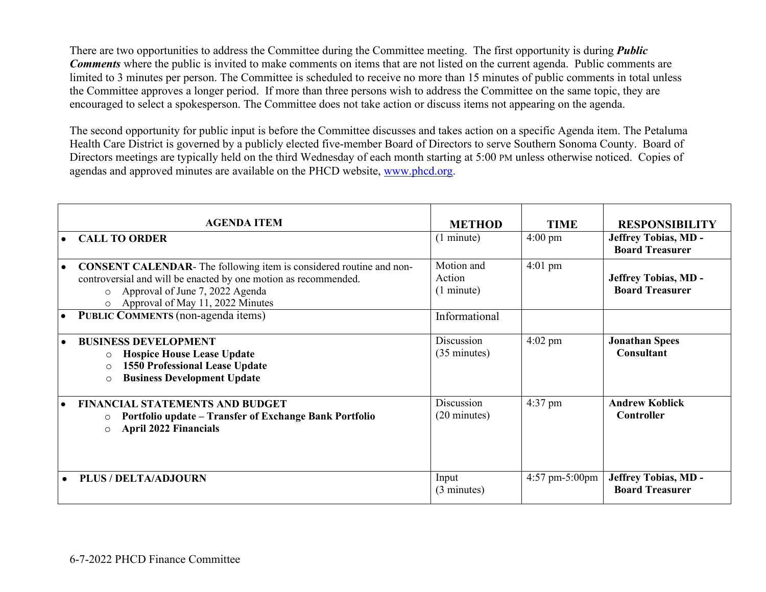There are two opportunities to address the Committee during the Committee meeting. The first opportunity is during ***Public Comments*** where the public is invited to make comments on items that are not listed on the current agenda. Public comments are limited to 3 minutes per person. The Committee is scheduled to receive no more than 15 minutes of public comments in total unless the Committee approves a longer period. If more than three persons wish to address the Committee on the same topic, they are encouraged to select a spokesperson. The Committee does not take action or discuss items not appearing on the agenda.

The second opportunity for public input is before the Committee discusses and takes action on a specific Agenda item. The Petaluma Health Care District is governed by a publicly elected five-member Board of Directors to serve Southern Sonoma County. Board of Directors meetings are typically held on the third Wednesday of each month starting at 5:00 PM unless otherwise noticed. Copies of agendas and approved minutes are available on the PHCD website, [www.phcd.org](http://www.phcd.org).

| AGENDA ITEM | METHOD | TIME | RESPONSIBILITY |
|---|---|---|---|
| • **CALL TO ORDER** | (1 minute) | 4:00 pm | **Jeffrey Tobias, MD - Board Treasurer** |
| • **CONSENT CALENDAR**- The following item is considered routine and non-controversial and will be enacted by one motion as recommended.<br>○ Approval of June 7, 2022 Agenda<br>○ Approval of May 11, 2022 Minutes | Motion and Action (1 minute) | 4:01 pm | **Jeffrey Tobias, MD - Board Treasurer** |
| • **PUBLIC COMMENTS** (non-agenda items) | Informational | | |
| • **BUSINESS DEVELOPMENT**<br>○ **Hospice House Lease Update**<br>○ **1550 Professional Lease Update**<br>○ **Business Development Update** | Discussion (35 minutes) | 4:02 pm | **Jonathan Spees Consultant** |
| • **FINANCIAL STATEMENTS AND BUDGET**<br>○ **Portfolio update – Transfer of Exchange Bank Portfolio**<br>○ **April 2022 Financials** | Discussion (20 minutes) | 4:37 pm | **Andrew Koblick Controller** |
| • **PLUS / DELTA/ADJOURN** | Input (3 minutes) | 4:57 pm-5:00pm | **Jeffrey Tobias, MD - Board Treasurer** |

6-7-2022 PHCD Finance Committee